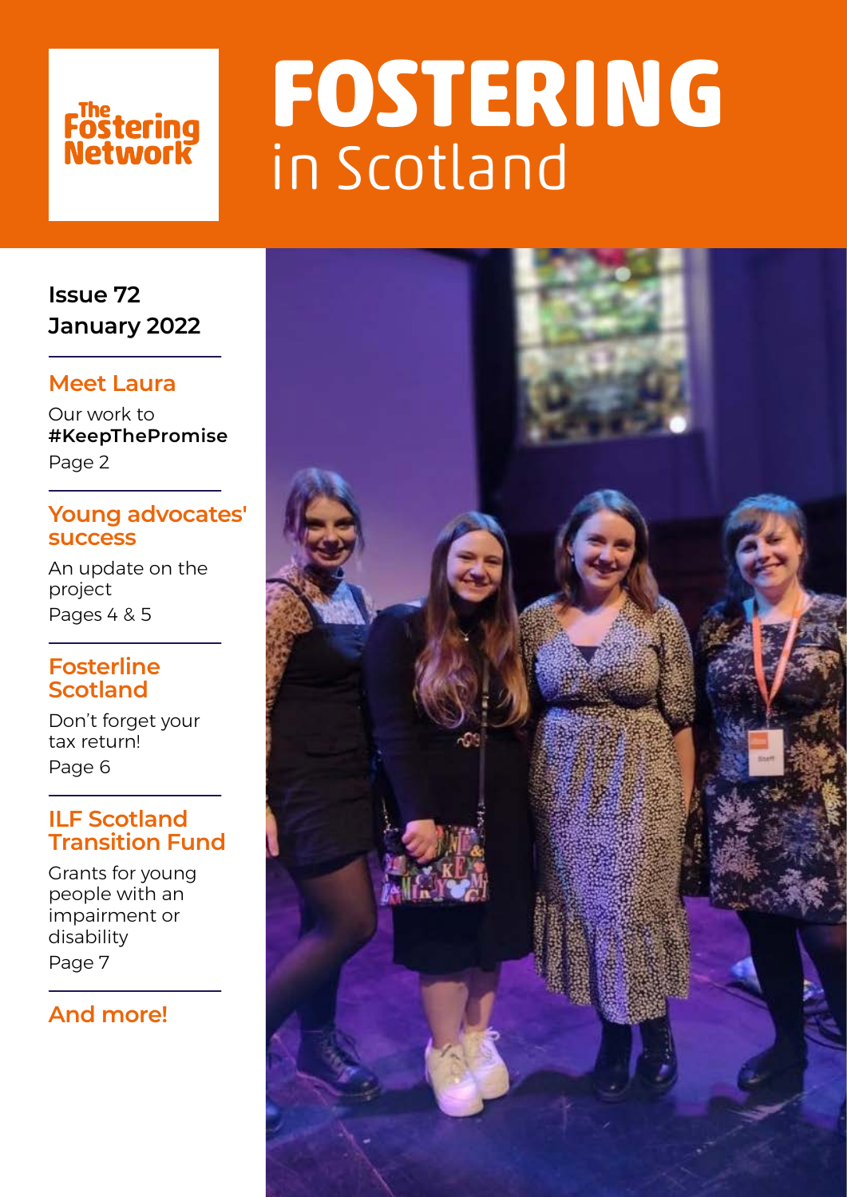The Fostering Network

# FOSTERING in Scotland

Issue 72
January 2022

## Meet Laura

Our work to **#KeepThePromise**

Page 2

## Young advocates' success

An update on the project

Pages 4 & 5

## Fosterline Scotland

Don't forget your tax return!

Page 6

## ILF Scotland Transition Fund

Grants for young people with an impairment or disability

Page 7

## And more!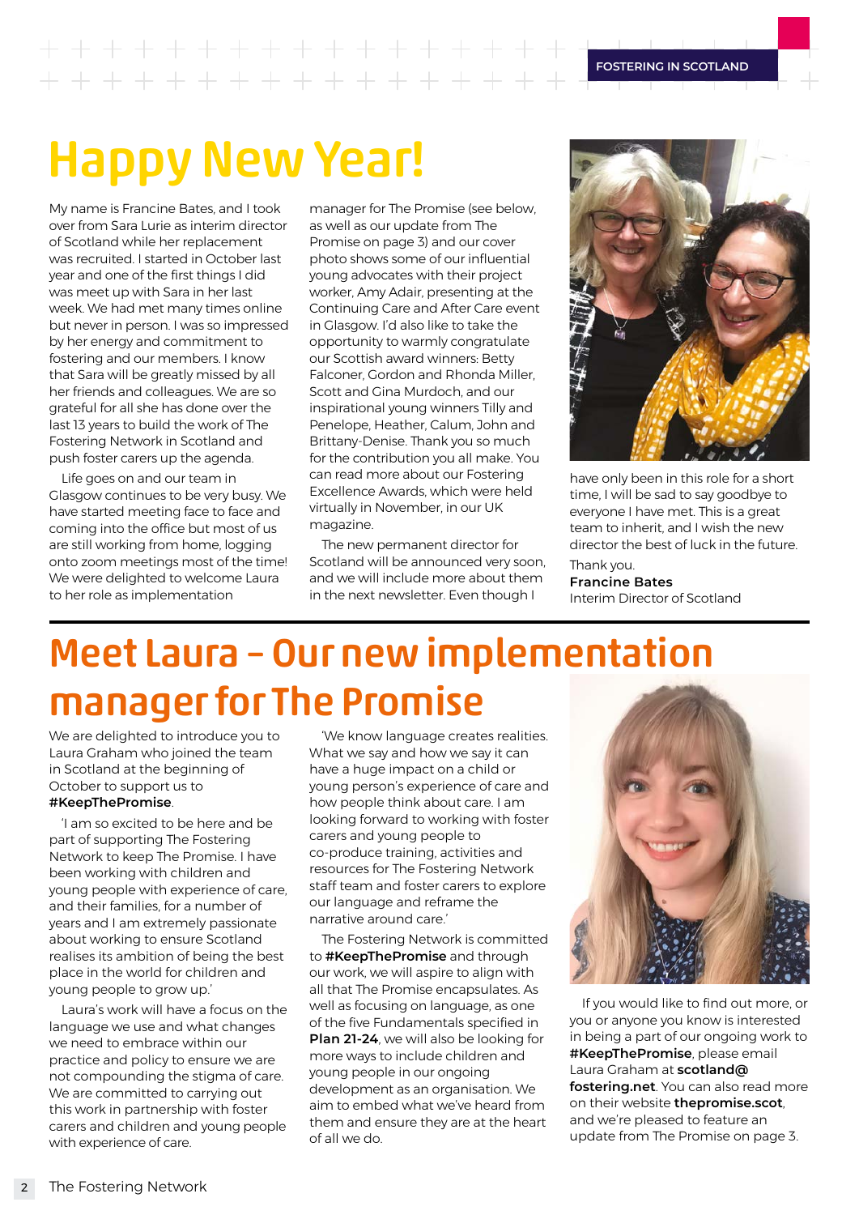# Happy New Year!

My name is Francine Bates, and I took over from Sara Lurie as interim director of Scotland while her replacement was recruited. I started in October last year and one of the first things I did was meet up with Sara in her last week. We had met many times online but never in person. I was so impressed by her energy and commitment to fostering and our members. I know that Sara will be greatly missed by all her friends and colleagues. We are so grateful for all she has done over the last 13 years to build the work of The Fostering Network in Scotland and push foster carers up the agenda.

Life goes on and our team in Glasgow continues to be very busy. We have started meeting face to face and coming into the office but most of us are still working from home, logging onto zoom meetings most of the time! We were delighted to welcome Laura to her role as implementation manager for The Promise (see below, as well as our update from The Promise on page 3) and our cover photo shows some of our influential young advocates with their project worker, Amy Adair, presenting at the Continuing Care and After Care event in Glasgow. I'd also like to take the opportunity to warmly congratulate our Scottish award winners: Betty Falconer, Gordon and Rhonda Miller, Scott and Gina Murdoch, and our inspirational young winners Tilly and Penelope, Heather, Calum, John and Brittany-Denise. Thank you so much for the contribution you all make. You can read more about our Fostering Excellence Awards, which were held virtually in November, in our UK magazine.

The new permanent director for Scotland will be announced very soon, and we will include more about them in the next newsletter. Even though I have only been in this role for a short time, I will be sad to say goodbye to everyone I have met. This is a great team to inherit, and I wish the new director the best of luck in the future.

Thank you.

**Francine Bates**
Interim Director of Scotland

# Meet Laura – Our new implementation manager for The Promise

We are delighted to introduce you to Laura Graham who joined the team in Scotland at the beginning of October to support us to **#KeepThePromise**.

'I am so excited to be here and be part of supporting The Fostering Network to keep The Promise. I have been working with children and young people with experience of care, and their families, for a number of years and I am extremely passionate about working to ensure Scotland realises its ambition of being the best place in the world for children and young people to grow up.'

Laura's work will have a focus on the language we use and what changes we need to embrace within our practice and policy to ensure we are not compounding the stigma of care. We are committed to carrying out this work in partnership with foster carers and children and young people with experience of care.

'We know language creates realities. What we say and how we say it can have a huge impact on a child or young person's experience of care and how people think about care. I am looking forward to working with foster carers and young people to co-produce training, activities and resources for The Fostering Network staff team and foster carers to explore our language and reframe the narrative around care.'

The Fostering Network is committed to **#KeepThePromise** and through our work, we will aspire to align with all that The Promise encapsulates. As well as focusing on language, as one of the five Fundamentals specified in **Plan 21-24**, we will also be looking for more ways to include children and young people in our ongoing development as an organisation. We aim to embed what we've heard from them and ensure they are at the heart of all we do.

If you would like to find out more, or you or anyone you know is interested in being a part of our ongoing work to **#KeepThePromise**, please email Laura Graham at **scotland@fostering.net**. You can also read more on their website **thepromise.scot**, and we're pleased to feature an update from The Promise on page 3.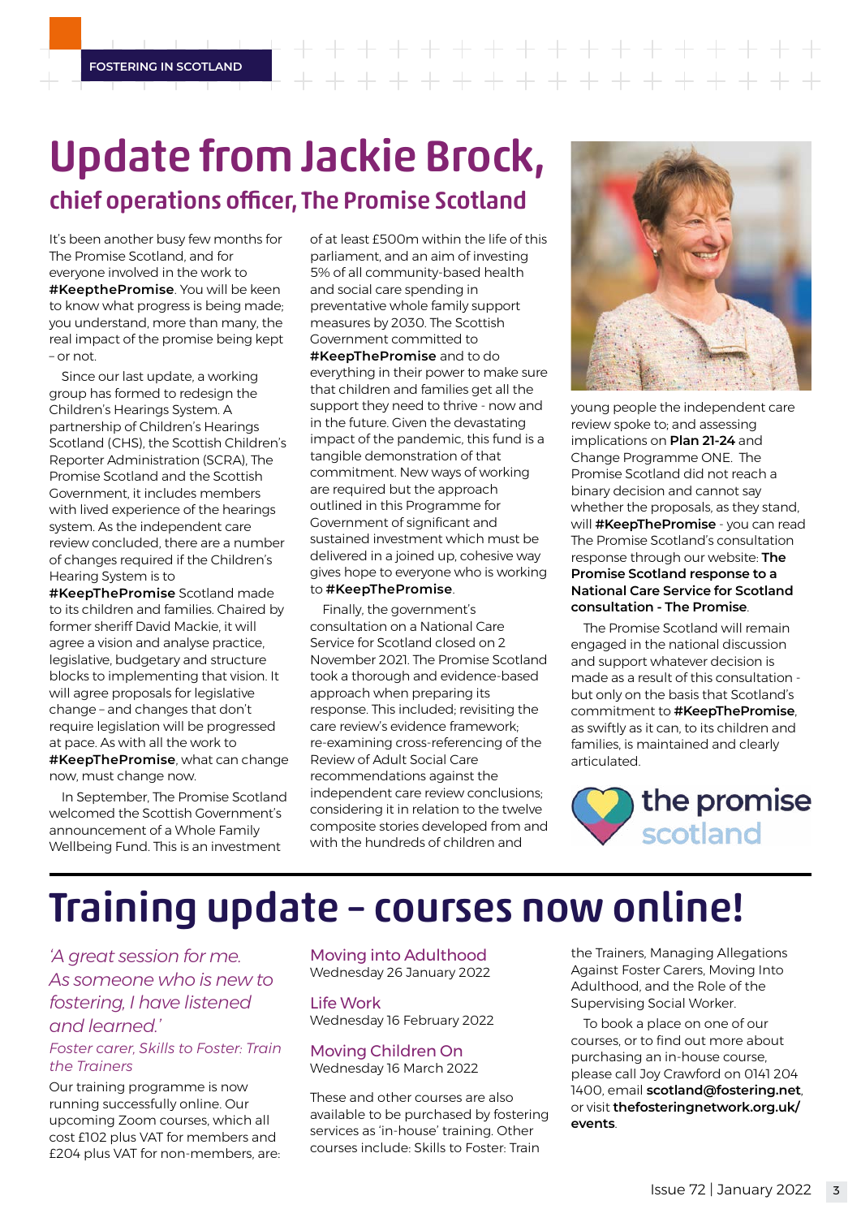# Update from Jackie Brock,

## chief operations officer, The Promise Scotland

It's been another busy few months for The Promise Scotland, and for everyone involved in the work to **#KeepthePromise**. You will be keen to know what progress is being made; you understand, more than many, the real impact of the promise being kept – or not.

Since our last update, a working group has formed to redesign the Children's Hearings System. A partnership of Children's Hearings Scotland (CHS), the Scottish Children's Reporter Administration (SCRA), The Promise Scotland and the Scottish Government, it includes members with lived experience of the hearings system. As the independent care review concluded, there are a number of changes required if the Children's Hearing System is to **#KeepThePromise** Scotland made to its children and families. Chaired by former sheriff David Mackie, it will agree a vision and analyse practice, legislative, budgetary and structure blocks to implementing that vision. It will agree proposals for legislative change – and changes that don't require legislation will be progressed at pace. As with all the work to **#KeepThePromise**, what can change now, must change now.

In September, The Promise Scotland welcomed the Scottish Government's announcement of a Whole Family Wellbeing Fund. This is an investment of at least £500m within the life of this parliament, and an aim of investing 5% of all community-based health and social care spending in preventative whole family support measures by 2030. The Scottish Government committed to **#KeepThePromise** and to do everything in their power to make sure that children and families get all the support they need to thrive - now and in the future. Given the devastating impact of the pandemic, this fund is a tangible demonstration of that commitment. New ways of working are required but the approach outlined in this Programme for Government of significant and sustained investment which must be delivered in a joined up, cohesive way gives hope to everyone who is working to **#KeepThePromise**.

Finally, the government's consultation on a National Care Service for Scotland closed on 2 November 2021. The Promise Scotland took a thorough and evidence-based approach when preparing its response. This included; revisiting the care review's evidence framework; re-examining cross-referencing of the Review of Adult Social Care recommendations against the independent care review conclusions; considering it in relation to the twelve composite stories developed from and with the hundreds of children and young people the independent care review spoke to; and assessing implications on **Plan 21-24** and Change Programme ONE. The Promise Scotland did not reach a binary decision and cannot say whether the proposals, as they stand, will **#KeepThePromise** - you can read The Promise Scotland's consultation response through our website: **The Promise Scotland response to a National Care Service for Scotland consultation - The Promise**.

The Promise Scotland will remain engaged in the national discussion and support whatever decision is made as a result of this consultation - but only on the basis that Scotland's commitment to **#KeepThePromise**, as swiftly as it can, to its children and families, is maintained and clearly articulated.

# Training update – courses now online!

*'A great session for me. As someone who is new to fostering, I have listened and learned.'*

*Foster carer, Skills to Foster: Train the Trainers*

Our training programme is now running successfully online. Our upcoming Zoom courses, which all cost £102 plus VAT for members and £204 plus VAT for non-members, are:

**Moving into Adulthood**
Wednesday 26 January 2022

**Life Work**
Wednesday 16 February 2022

**Moving Children On**
Wednesday 16 March 2022

These and other courses are also available to be purchased by fostering services as 'in-house' training. Other courses include: Skills to Foster: Train the Trainers, Managing Allegations Against Foster Carers, Moving Into Adulthood, and the Role of the Supervising Social Worker.

To book a place on one of our courses, or to find out more about purchasing an in-house course, please call Joy Crawford on 0141 204 1400, email **scotland@fostering.net**, or visit **thefosteringnetwork.org.uk/events**.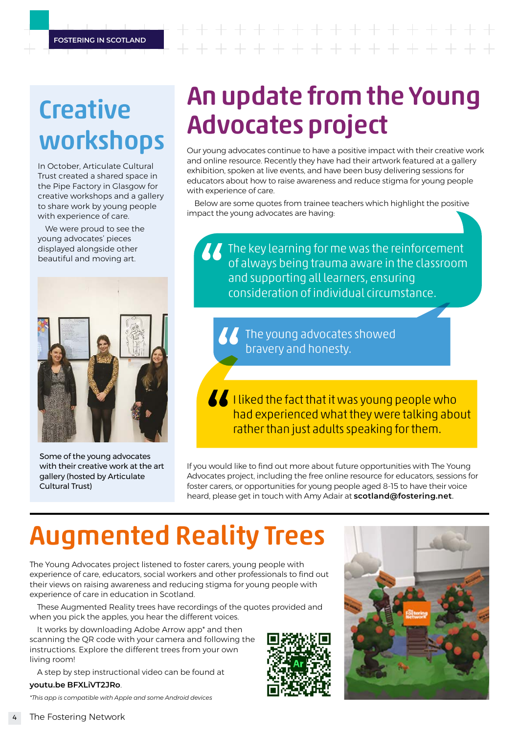## Creative workshops

In October, Articulate Cultural Trust created a shared space in the Pipe Factory in Glasgow for creative workshops and a gallery to share work by young people with experience of care.

We were proud to see the young advocates' pieces displayed alongside other beautiful and moving art.

Some of the young advocates with their creative work at the art gallery (hosted by Articulate Cultural Trust)

# An update from the Young Advocates project

Our young advocates continue to have a positive impact with their creative work and online resource. Recently they have had their artwork featured at a gallery exhibition, spoken at live events, and have been busy delivering sessions for educators about how to raise awareness and reduce stigma for young people with experience of care.

Below are some quotes from trainee teachers which highlight the positive impact the young advocates are having:

> "The key learning for me was the reinforcement of always being trauma aware in the classroom and supporting all learners, ensuring consideration of individual circumstance.

> "The young advocates showed bravery and honesty.

> "I liked the fact that it was young people who had experienced what they were talking about rather than just adults speaking for them.

If you would like to find out more about future opportunities with The Young Advocates project, including the free online resource for educators, sessions for foster carers, or opportunities for young people aged 8-15 to have their voice heard, please get in touch with Amy Adair at **scotland@fostering.net**.

# Augmented Reality Trees

The Young Advocates project listened to foster carers, young people with experience of care, educators, social workers and other professionals to find out their views on raising awareness and reducing stigma for young people with experience of care in education in Scotland.

These Augmented Reality trees have recordings of the quotes provided and when you pick the apples, you hear the different voices.

It works by downloading Adobe Arrow app* and then scanning the QR code with your camera and following the instructions. Explore the different trees from your own living room!

A step by step instructional video can be found at **youtu.be BFXLiVT2JRo**.

*This app is compatible with Apple and some Android devices*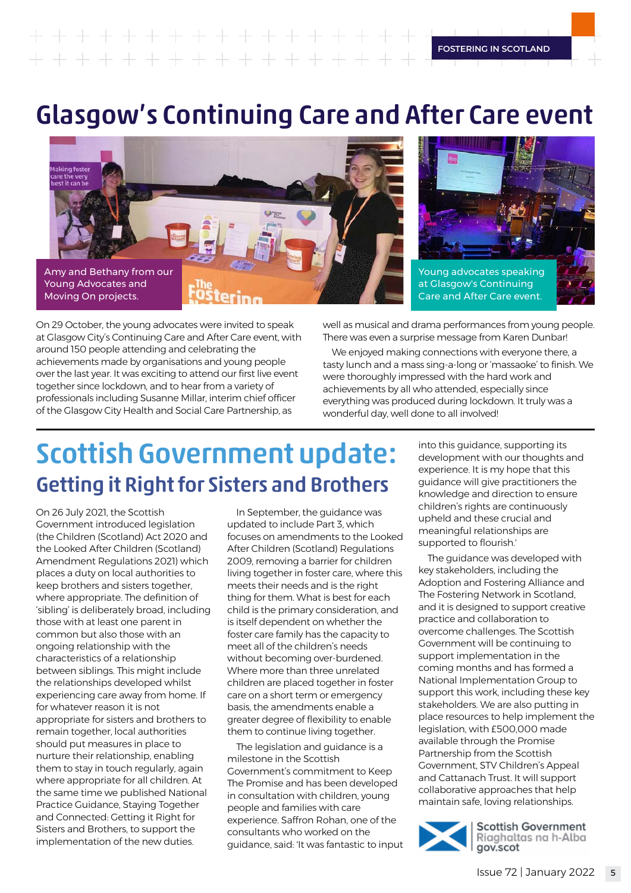# Glasgow's Continuing Care and After Care event

Amy and Bethany from our Young Advocates and Moving On projects.

Young advocates speaking at Glasgow's Continuing Care and After Care event.

On 29 October, the young advocates were invited to speak at Glasgow City's Continuing Care and After Care event, with around 150 people attending and celebrating the achievements made by organisations and young people over the last year. It was exciting to attend our first live event together since lockdown, and to hear from a variety of professionals including Susanne Millar, interim chief officer of the Glasgow City Health and Social Care Partnership, as well as musical and drama performances from young people. There was even a surprise message from Karen Dunbar!

We enjoyed making connections with everyone there, a tasty lunch and a mass sing-a-long or 'massaoke' to finish. We were thoroughly impressed with the hard work and achievements by all who attended, especially since everything was produced during lockdown. It truly was a wonderful day, well done to all involved!

# Scottish Government update:

## Getting it Right for Sisters and Brothers

On 26 July 2021, the Scottish Government introduced legislation (the Children (Scotland) Act 2020 and the Looked After Children (Scotland) Amendment Regulations 2021) which places a duty on local authorities to keep brothers and sisters together, where appropriate. The definition of 'sibling' is deliberately broad, including those with at least one parent in common but also those with an ongoing relationship with the characteristics of a relationship between siblings. This might include the relationships developed whilst experiencing care away from home. If for whatever reason it is not appropriate for sisters and brothers to remain together, local authorities should put measures in place to nurture their relationship, enabling them to stay in touch regularly, again where appropriate for all children. At the same time we published National Practice Guidance, Staying Together and Connected: Getting it Right for Sisters and Brothers, to support the implementation of the new duties.

In September, the guidance was updated to include Part 3, which focuses on amendments to the Looked After Children (Scotland) Regulations 2009, removing a barrier for children living together in foster care, where this meets their needs and is the right thing for them. What is best for each child is the primary consideration, and is itself dependent on whether the foster care family has the capacity to meet all of the children's needs without becoming over-burdened. Where more than three unrelated children are placed together in foster care on a short term or emergency basis, the amendments enable a greater degree of flexibility to enable them to continue living together.

The legislation and guidance is a milestone in the Scottish Government's commitment to Keep The Promise and has been developed in consultation with children, young people and families with care experience. Saffron Rohan, one of the consultants who worked on the guidance, said: 'It was fantastic to input into this guidance, supporting its development with our thoughts and experience. It is my hope that this guidance will give practitioners the knowledge and direction to ensure children's rights are continuously upheld and that crucial and meaningful relationships are supported to flourish.'

The guidance was developed with key stakeholders, including the Adoption and Fostering Alliance and The Fostering Network in Scotland, and it is designed to support creative practice and collaboration to overcome challenges. The Scottish Government will be continuing to support implementation in the coming months and has formed a National Implementation Group to support this work, including these key stakeholders. We are also putting in place resources to help implement the legislation, with £500,000 made available through the Promise Partnership from the Scottish Government, STV Children's Appeal and Cattanach Trust. It will support collaborative approaches that help maintain safe, loving relationships.

Scottish Government
Riaghaltas na h-Alba
gov.scot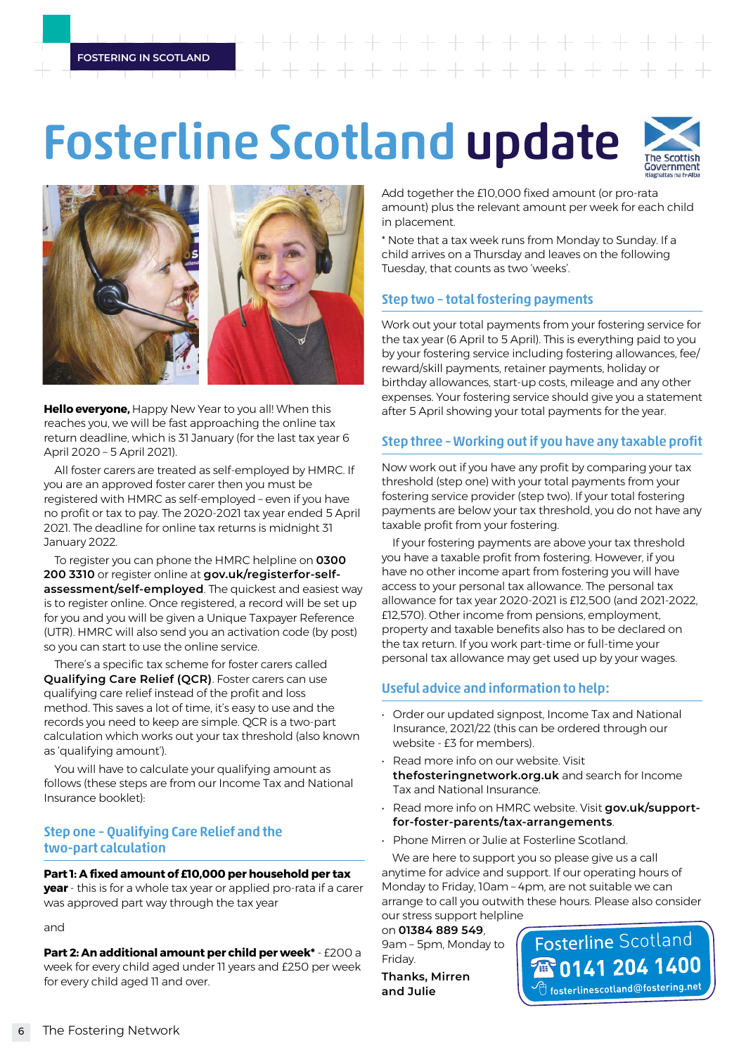# Fosterline Scotland update

**Hello everyone,** Happy New Year to you all! When this reaches you, we will be fast approaching the online tax return deadline, which is 31 January (for the last tax year 6 April 2020 – 5 April 2021).

All foster carers are treated as self-employed by HMRC. If you are an approved foster carer then you must be registered with HMRC as self-employed – even if you have no profit or tax to pay. The 2020-2021 tax year ended 5 April 2021. The deadline for online tax returns is midnight 31 January 2022.

To register you can phone the HMRC helpline on **0300 200 3310** or register online at **gov.uk/registerfor-self-assessment/self-employed**. The quickest and easiest way is to register online. Once registered, a record will be set up for you and you will be given a Unique Taxpayer Reference (UTR). HMRC will also send you an activation code (by post) so you can start to use the online service.

There's a specific tax scheme for foster carers called **Qualifying Care Relief (QCR)**. Foster carers can use qualifying care relief instead of the profit and loss method. This saves a lot of time, it's easy to use and the records you need to keep are simple. QCR is a two-part calculation which works out your tax threshold (also known as 'qualifying amount').

You will have to calculate your qualifying amount as follows (these steps are from our Income Tax and National Insurance booklet):

## Step one – Qualifying Care Relief and the two-part calculation

**Part 1: A fixed amount of £10,000 per household per tax year** - this is for a whole tax year or applied pro-rata if a carer was approved part way through the tax year

and

**Part 2: An additional amount per child per week*** - £200 a week for every child aged under 11 years and £250 per week for every child aged 11 and over.

Add together the £10,000 fixed amount (or pro-rata amount) plus the relevant amount per week for each child in placement.

* Note that a tax week runs from Monday to Sunday. If a child arrives on a Thursday and leaves on the following Tuesday, that counts as two 'weeks'.

## Step two – total fostering payments

Work out your total payments from your fostering service for the tax year (6 April to 5 April). This is everything paid to you by your fostering service including fostering allowances, fee/reward/skill payments, retainer payments, holiday or birthday allowances, start-up costs, mileage and any other expenses. Your fostering service should give you a statement after 5 April showing your total payments for the year.

## Step three – Working out if you have any taxable profit

Now work out if you have any profit by comparing your tax threshold (step one) with your total payments from your fostering service provider (step two). If your total fostering payments are below your tax threshold, you do not have any taxable profit from your fostering.

If your fostering payments are above your tax threshold you have a taxable profit from fostering. However, if you have no other income apart from fostering you will have access to your personal tax allowance. The personal tax allowance for tax year 2020-2021 is £12,500 (and 2021-2022, £12,570). Other income from pensions, employment, property and taxable benefits also has to be declared on the tax return. If you work part-time or full-time your personal tax allowance may get used up by your wages.

## Useful advice and information to help:

- Order our updated signpost, Income Tax and National Insurance, 2021/22 (this can be ordered through our website - £3 for members).
- Read more info on our website. Visit **thefosteringnetwork.org.uk** and search for Income Tax and National Insurance.
- Read more info on HMRC website. Visit **gov.uk/support-for-foster-parents/tax-arrangements**.
- Phone Mirren or Julie at Fosterline Scotland.

We are here to support you so please give us a call anytime for advice and support. If our operating hours of Monday to Friday, 10am – 4pm, are not suitable we can arrange to call you outwith these hours. Please also consider our stress support helpline on **01384 889 549**, 9am – 5pm, Monday to Friday.

**Thanks, Mirren and Julie**

Fosterline Scotland
**0141 204 1400**
fosterlinescotland@fostering.net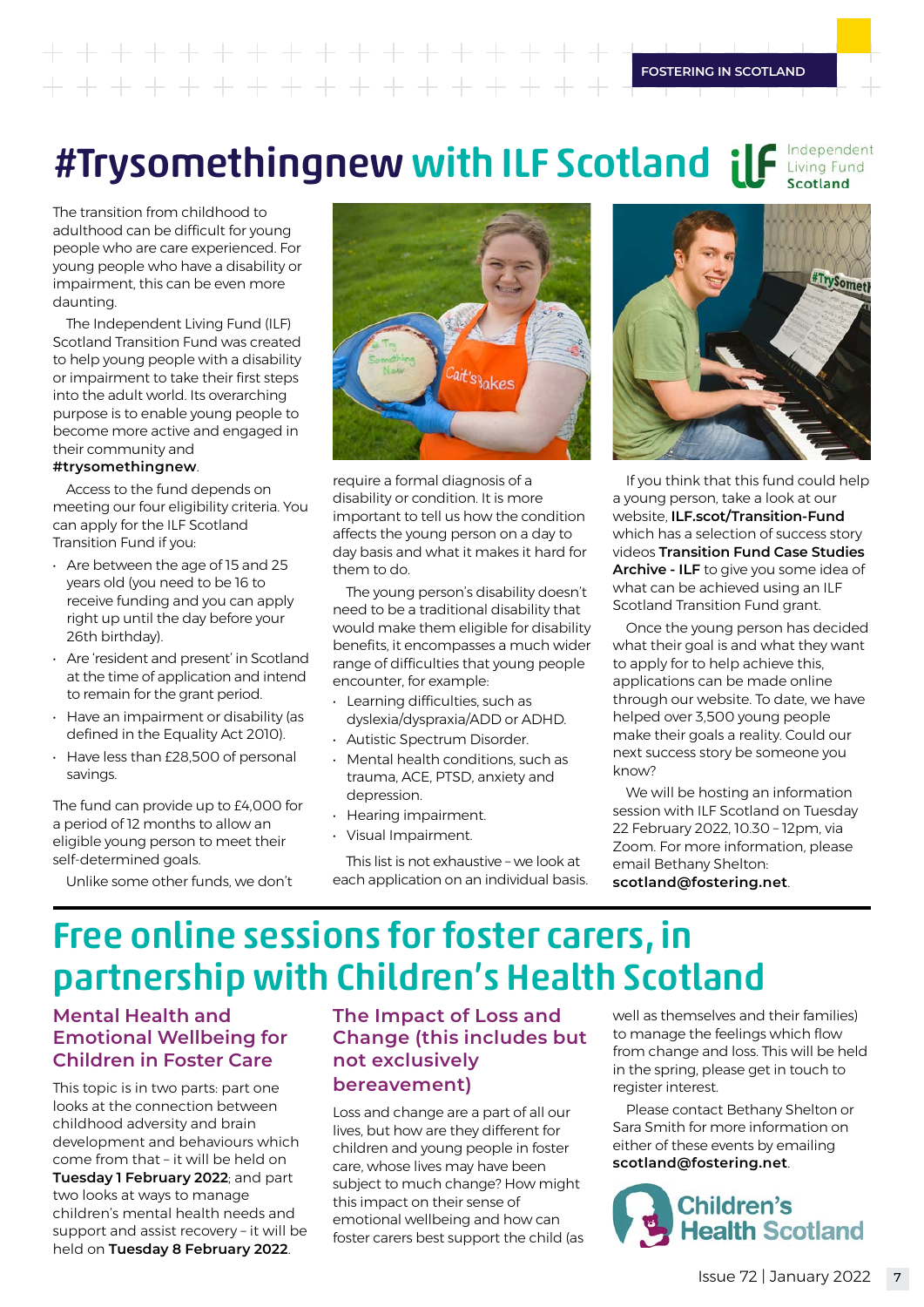# #Trysomethingnew with ILF Scotland

The transition from childhood to adulthood can be difficult for young people who are care experienced. For young people who have a disability or impairment, this can be even more daunting.

The Independent Living Fund (ILF) Scotland Transition Fund was created to help young people with a disability or impairment to take their first steps into the adult world. Its overarching purpose is to enable young people to become more active and engaged in their community and **#trysomethingnew**.

Access to the fund depends on meeting our four eligibility criteria. You can apply for the ILF Scotland Transition Fund if you:

- Are between the age of 15 and 25 years old (you need to be 16 to receive funding and you can apply right up until the day before your 26th birthday).
- Are 'resident and present' in Scotland at the time of application and intend to remain for the grant period.
- Have an impairment or disability (as defined in the Equality Act 2010).
- Have less than £28,500 of personal savings.

The fund can provide up to £4,000 for a period of 12 months to allow an eligible young person to meet their self-determined goals.

Unlike some other funds, we don't require a formal diagnosis of a disability or condition. It is more important to tell us how the condition affects the young person on a day to day basis and what it makes it hard for them to do.

The young person's disability doesn't need to be a traditional disability that would make them eligible for disability benefits, it encompasses a much wider range of difficulties that young people encounter, for example:

- Learning difficulties, such as dyslexia/dyspraxia/ADD or ADHD.
- Autistic Spectrum Disorder.
- Mental health conditions, such as trauma, ACE, PTSD, anxiety and depression.
- Hearing impairment.
- Visual Impairment.

This list is not exhaustive – we look at each application on an individual basis.

If you think that this fund could help a young person, take a look at our website, **ILF.scot/Transition-Fund** which has a selection of success story videos **Transition Fund Case Studies Archive - ILF** to give you some idea of what can be achieved using an ILF Scotland Transition Fund grant.

Once the young person has decided what their goal is and what they want to apply for to help achieve this, applications can be made online through our website. To date, we have helped over 3,500 young people make their goals a reality. Could our next success story be someone you know?

We will be hosting an information session with ILF Scotland on Tuesday 22 February 2022, 10.30 – 12pm, via Zoom. For more information, please email Bethany Shelton: **scotland@fostering.net**.

# Free online sessions for foster carers, in partnership with Children's Health Scotland

## Mental Health and Emotional Wellbeing for Children in Foster Care

This topic is in two parts: part one looks at the connection between childhood adversity and brain development and behaviours which come from that – it will be held on **Tuesday 1 February 2022**; and part two looks at ways to manage children's mental health needs and support and assist recovery – it will be held on **Tuesday 8 February 2022**.

## The Impact of Loss and Change (this includes but not exclusively bereavement)

Loss and change are a part of all our lives, but how are they different for children and young people in foster care, whose lives may have been subject to much change? How might this impact on their sense of emotional wellbeing and how can foster carers best support the child (as well as themselves and their families) to manage the feelings which flow from change and loss. This will be held in the spring, please get in touch to register interest.

Please contact Bethany Shelton or Sara Smith for more information on either of these events by emailing **scotland@fostering.net**.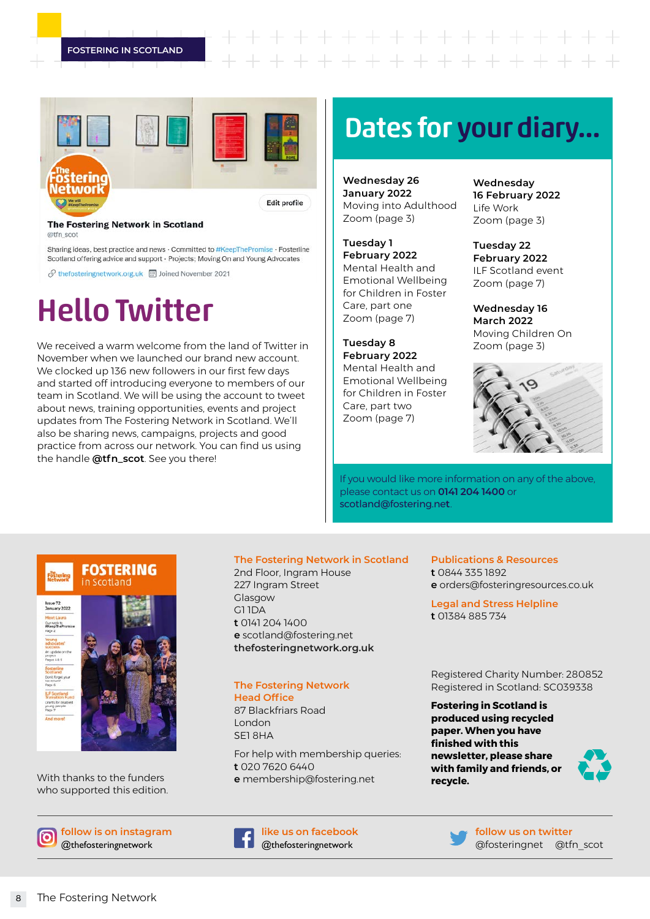FOSTERING IN SCOTLAND

The Fostering Network in Scotland
@tfn_scot

Sharing ideas, best practice and news · Committed to #KeepThePromise · Fosterline Scotland offering advice and support · Projects; Moving On and Young Advocates

thefosteringnetwork.org.uk   Joined November 2021

# Hello Twitter

We received a warm welcome from the land of Twitter in November when we launched our brand new account. We clocked up 136 new followers in our first few days and started off introducing everyone to members of our team in Scotland. We will be using the account to tweet about news, training opportunities, events and project updates from The Fostering Network in Scotland. We'll also be sharing news, campaigns, projects and good practice from across our network. You can find us using the handle **@tfn_scot**. See you there!

# Dates for your diary...

**Wednesday 26 January 2022**
Moving into Adulthood
Zoom (page 3)

**Tuesday 1 February 2022**
Mental Health and Emotional Wellbeing for Children in Foster Care, part one
Zoom (page 7)

**Tuesday 8 February 2022**
Mental Health and Emotional Wellbeing for Children in Foster Care, part two
Zoom (page 7)

**Wednesday 16 February 2022**
Life Work
Zoom (page 3)

**Tuesday 22 February 2022**
ILF Scotland event
Zoom (page 7)

**Wednesday 16 March 2022**
Moving Children On
Zoom (page 3)

If you would like more information on any of the above, please contact us on **0141 204 1400** or scotland@fostering.net.

With thanks to the funders who supported this edition.

**The Fostering Network in Scotland**
2nd Floor, Ingram House
227 Ingram Street
Glasgow
G1 1DA
**t** 0141 204 1400
**e** scotland@fostering.net
**thefosteringnetwork.org.uk**

**The Fostering Network Head Office**
87 Blackfriars Road
London
SE1 8HA

For help with membership queries:
**t** 020 7620 6440
**e** membership@fostering.net

**Publications & Resources**
**t** 0844 335 1892
**e** orders@fosteringresources.co.uk

**Legal and Stress Helpline**
**t** 01384 885 734

Registered Charity Number: 280852
Registered in Scotland: SC039338

**Fostering in Scotland is produced using recycled paper. When you have finished with this newsletter, please share with family and friends, or recycle.**

follow is on instagram @thefosteringnetwork

like us on facebook @thefosteringnetwork

follow us on twitter @fosteringnet @tfn_scot